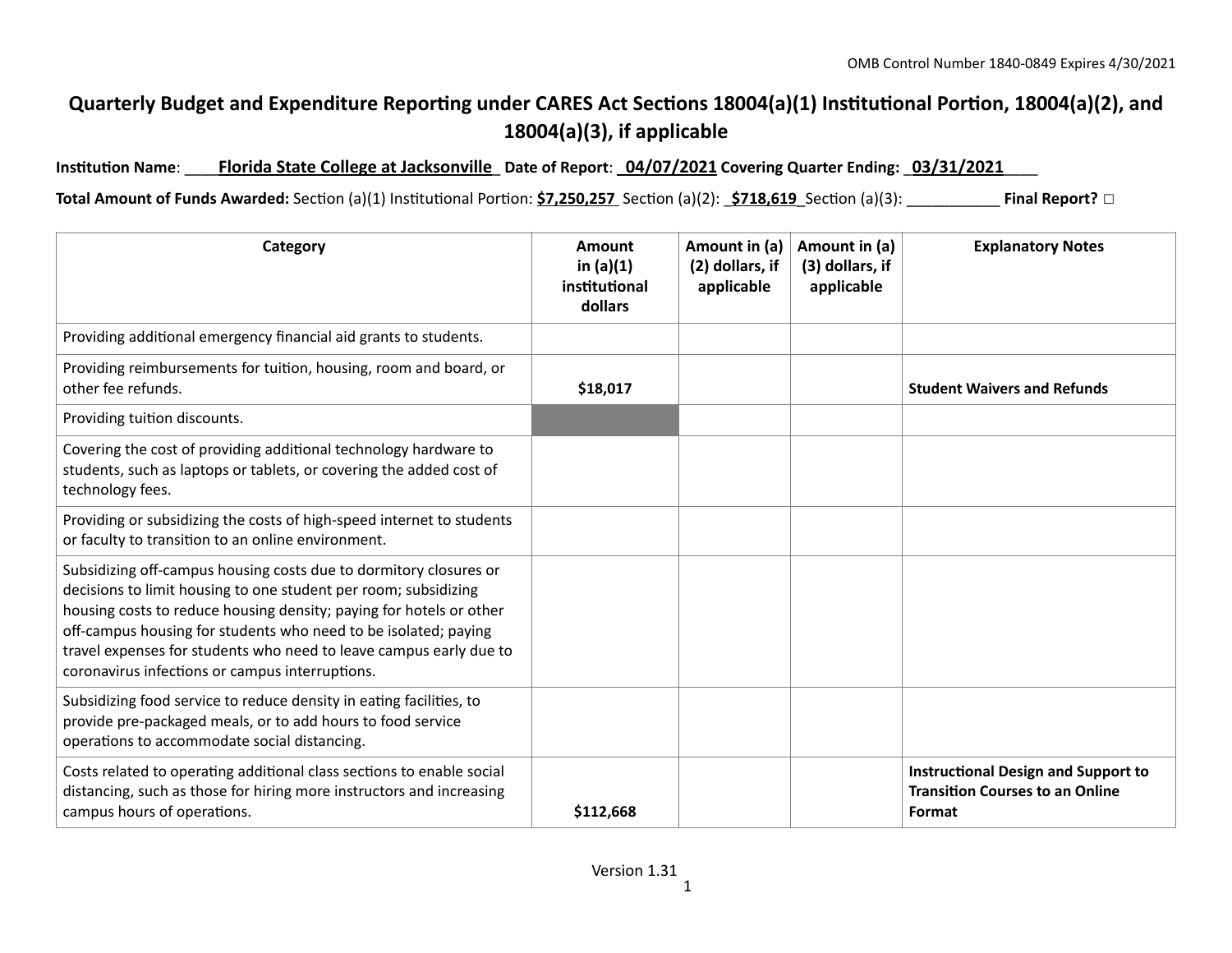OMB Control Number 1840-0849 Expires 4/30/2021

# Quarterly Budget and Expenditure Reporting under CARES Act Sections 18004(a)(1) Institutional Portion, 18004(a)(2), and 18004(a)(3), if applicable

**Institution Name**: ____**Florida State College at Jacksonville**_ **Date of Report**: _**04/07/2021** **Covering Quarter Ending:** _**03/31/2021**____

**Total Amount of Funds Awarded:** Section (a)(1) Institutional Portion: **$7,250,257** Section (a)(2): _**$718,619**_Section (a)(3): ___________ **Final Report?** ☐

| Category | Amount in (a)(1) institutional dollars | Amount in (a)(2) dollars, if applicable | Amount in (a)(3) dollars, if applicable | Explanatory Notes |
|---|---|---|---|---|
| Providing additional emergency financial aid grants to students. | | | | |
| Providing reimbursements for tuition, housing, room and board, or other fee refunds. | **$18,017** | | | **Student Waivers and Refunds** |
| Providing tuition discounts. | | | | |
| Covering the cost of providing additional technology hardware to students, such as laptops or tablets, or covering the added cost of technology fees. | | | | |
| Providing or subsidizing the costs of high-speed internet to students or faculty to transition to an online environment. | | | | |
| Subsidizing off-campus housing costs due to dormitory closures or decisions to limit housing to one student per room; subsidizing housing costs to reduce housing density; paying for hotels or other off-campus housing for students who need to be isolated; paying travel expenses for students who need to leave campus early due to coronavirus infections or campus interruptions. | | | | |
| Subsidizing food service to reduce density in eating facilities, to provide pre-packaged meals, or to add hours to food service operations to accommodate social distancing. | | | | |
| Costs related to operating additional class sections to enable social distancing, such as those for hiring more instructors and increasing campus hours of operations. | **$112,668** | | | **Instructional Design and Support to Transition Courses to an Online Format** |

Version 1.31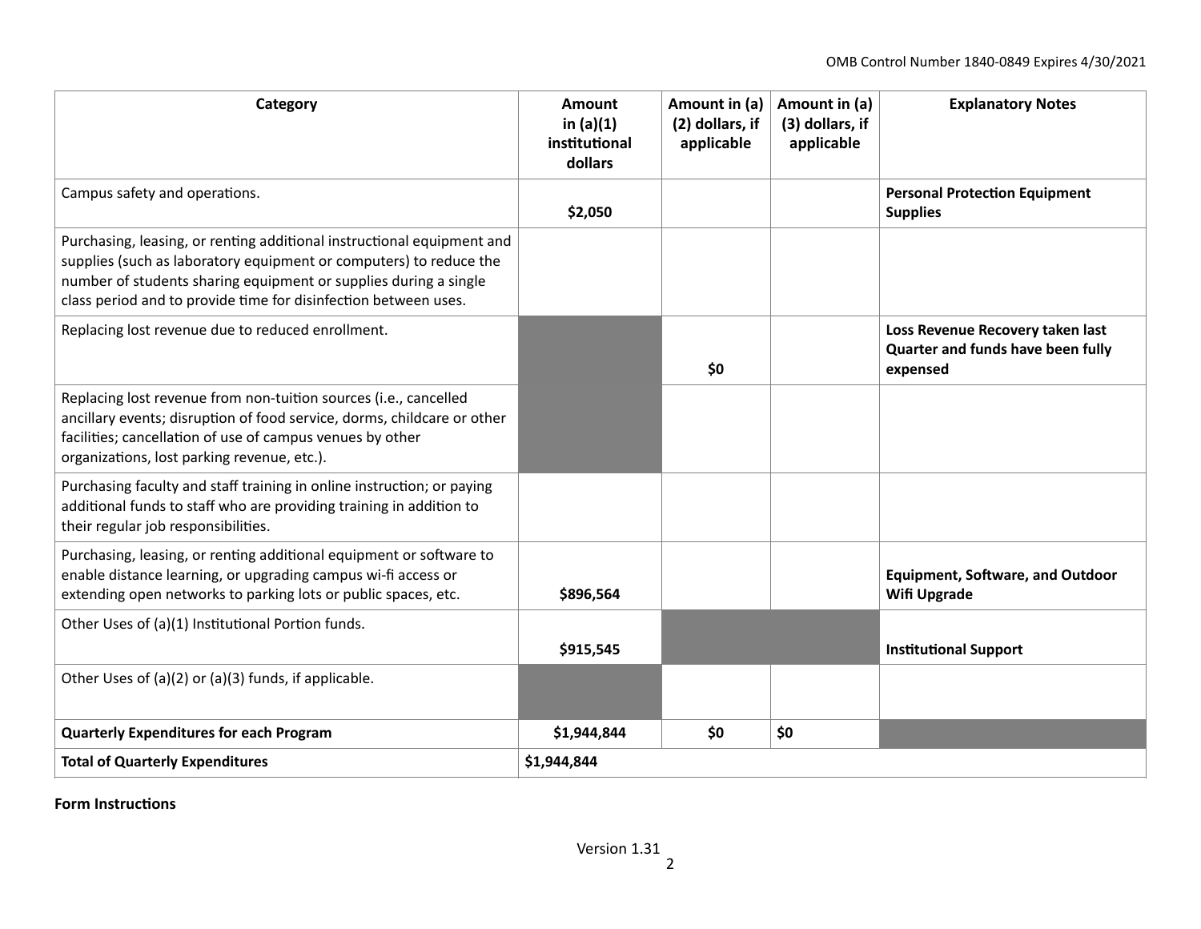| Category | Amount in (a)(1) institutional dollars | Amount in (a) (2) dollars, if applicable | Amount in (a) (3) dollars, if applicable | Explanatory Notes |
|---|---|---|---|---|
| Campus safety and operations. | $2,050 | | | **Personal Protection Equipment Supplies** |
| Purchasing, leasing, or renting additional instructional equipment and supplies (such as laboratory equipment or computers) to reduce the number of students sharing equipment or supplies during a single class period and to provide time for disinfection between uses. | | | | |
| Replacing lost revenue due to reduced enrollment. | | $0 | | **Loss Revenue Recovery taken last Quarter and funds have been fully expensed** |
| Replacing lost revenue from non-tuition sources (i.e., cancelled ancillary events; disruption of food service, dorms, childcare or other facilities; cancellation of use of campus venues by other organizations, lost parking revenue, etc.). | | | | |
| Purchasing faculty and staff training in online instruction; or paying additional funds to staff who are providing training in addition to their regular job responsibilities. | | | | |
| Purchasing, leasing, or renting additional equipment or software to enable distance learning, or upgrading campus wi-fi access or extending open networks to parking lots or public spaces, etc. | $896,564 | | | **Equipment, Software, and Outdoor Wifi Upgrade** |
| Other Uses of (a)(1) Institutional Portion funds. | $915,545 | | | **Institutional Support** |
| Other Uses of (a)(2) or (a)(3) funds, if applicable. | | | | |
| **Quarterly Expenditures for each Program** | **$1,944,844** | **$0** | **$0** | |
| **Total of Quarterly Expenditures** | **$1,944,844** | | | |

**Form Instructions**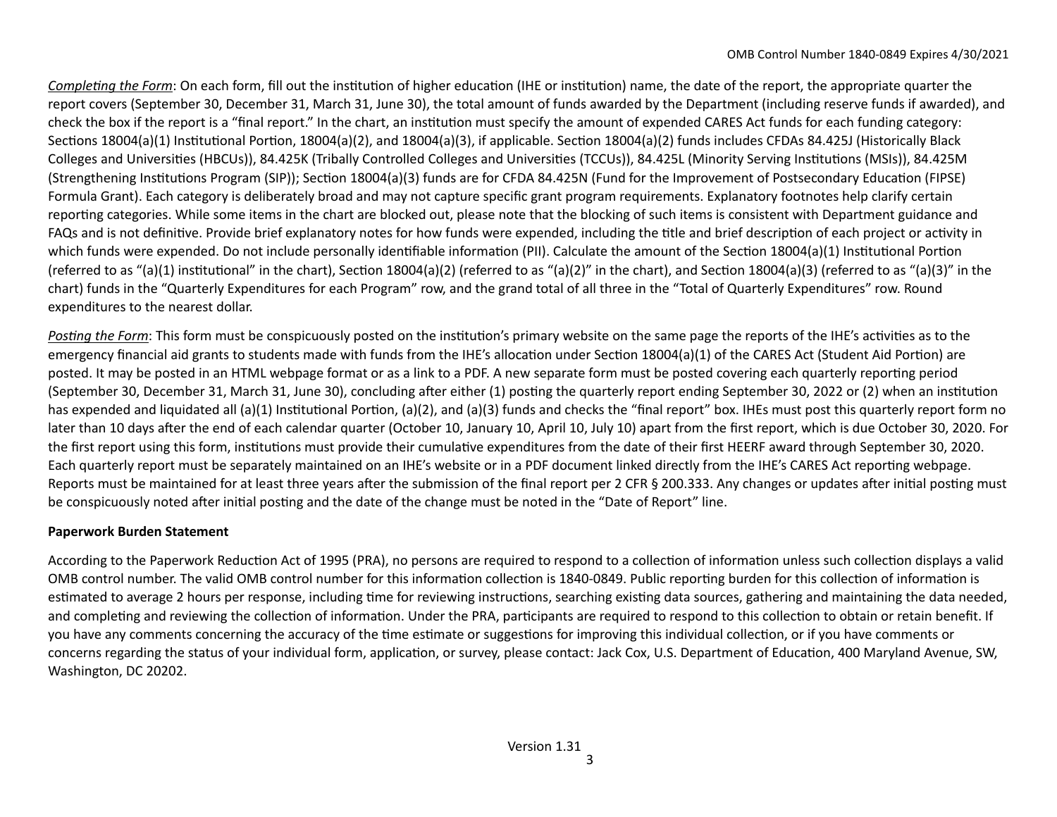*Completing the Form*: On each form, fill out the institution of higher education (IHE or institution) name, the date of the report, the appropriate quarter the report covers (September 30, December 31, March 31, June 30), the total amount of funds awarded by the Department (including reserve funds if awarded), and check the box if the report is a "final report." In the chart, an institution must specify the amount of expended CARES Act funds for each funding category: Sections 18004(a)(1) Institutional Portion, 18004(a)(2), and 18004(a)(3), if applicable. Section 18004(a)(2) funds includes CFDAs 84.425J (Historically Black Colleges and Universities (HBCUs)), 84.425K (Tribally Controlled Colleges and Universities (TCCUs)), 84.425L (Minority Serving Institutions (MSIs)), 84.425M (Strengthening Institutions Program (SIP)); Section 18004(a)(3) funds are for CFDA 84.425N (Fund for the Improvement of Postsecondary Education (FIPSE) Formula Grant). Each category is deliberately broad and may not capture specific grant program requirements. Explanatory footnotes help clarify certain reporting categories. While some items in the chart are blocked out, please note that the blocking of such items is consistent with Department guidance and FAQs and is not definitive. Provide brief explanatory notes for how funds were expended, including the title and brief description of each project or activity in which funds were expended. Do not include personally identifiable information (PII). Calculate the amount of the Section 18004(a)(1) Institutional Portion (referred to as "(a)(1) institutional" in the chart), Section 18004(a)(2) (referred to as "(a)(2)" in the chart), and Section 18004(a)(3) (referred to as "(a)(3)" in the chart) funds in the "Quarterly Expenditures for each Program" row, and the grand total of all three in the "Total of Quarterly Expenditures" row. Round expenditures to the nearest dollar.

*Posting the Form*: This form must be conspicuously posted on the institution's primary website on the same page the reports of the IHE's activities as to the emergency financial aid grants to students made with funds from the IHE's allocation under Section 18004(a)(1) of the CARES Act (Student Aid Portion) are posted. It may be posted in an HTML webpage format or as a link to a PDF. A new separate form must be posted covering each quarterly reporting period (September 30, December 31, March 31, June 30), concluding after either (1) posting the quarterly report ending September 30, 2022 or (2) when an institution has expended and liquidated all (a)(1) Institutional Portion, (a)(2), and (a)(3) funds and checks the "final report" box. IHEs must post this quarterly report form no later than 10 days after the end of each calendar quarter (October 10, January 10, April 10, July 10) apart from the first report, which is due October 30, 2020. For the first report using this form, institutions must provide their cumulative expenditures from the date of their first HEERF award through September 30, 2020. Each quarterly report must be separately maintained on an IHE's website or in a PDF document linked directly from the IHE's CARES Act reporting webpage. Reports must be maintained for at least three years after the submission of the final report per 2 CFR § 200.333. Any changes or updates after initial posting must be conspicuously noted after initial posting and the date of the change must be noted in the "Date of Report" line.

**Paperwork Burden Statement**

According to the Paperwork Reduction Act of 1995 (PRA), no persons are required to respond to a collection of information unless such collection displays a valid OMB control number. The valid OMB control number for this information collection is 1840-0849. Public reporting burden for this collection of information is estimated to average 2 hours per response, including time for reviewing instructions, searching existing data sources, gathering and maintaining the data needed, and completing and reviewing the collection of information. Under the PRA, participants are required to respond to this collection to obtain or retain benefit. If you have any comments concerning the accuracy of the time estimate or suggestions for improving this individual collection, or if you have comments or concerns regarding the status of your individual form, application, or survey, please contact: Jack Cox, U.S. Department of Education, 400 Maryland Avenue, SW, Washington, DC 20202.